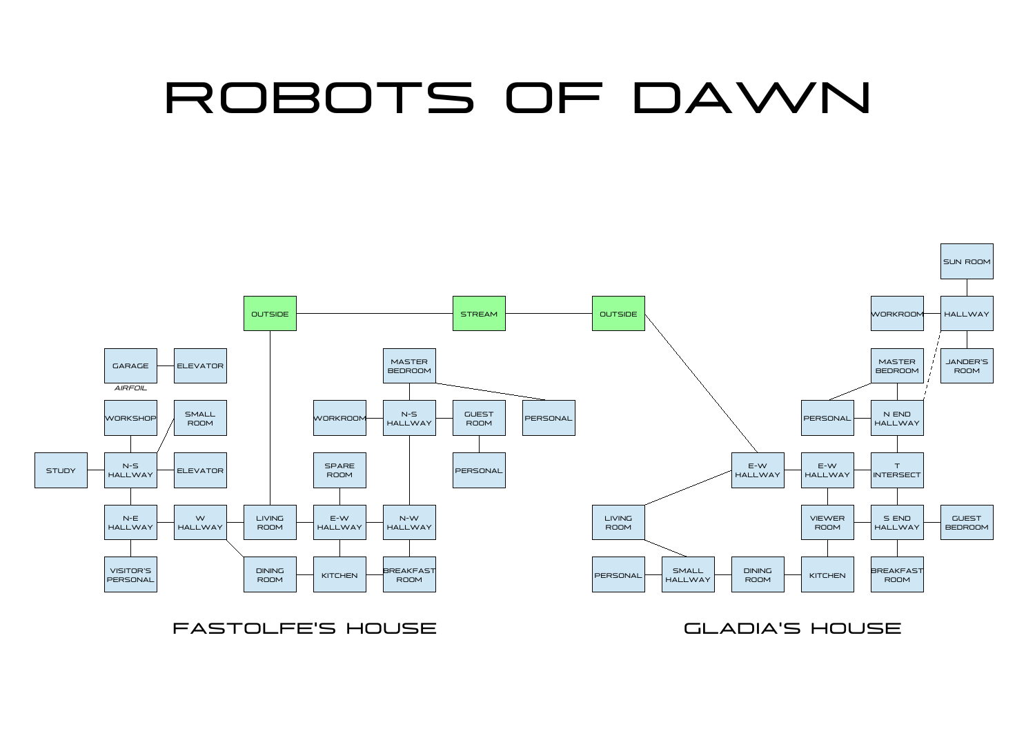# ROBOTS OF DAWN

OUTSIDE — STREAM — OUTSIDE

## Fastolfe's House

- GARAGE — ELEVATOR
- *AIRFOIL*
- WORKSHOP
- SMALL ROOM
- STUDY — N-S HALLWAY — ELEVATOR
- N-E HALLWAY — W HALLWAY — LIVING ROOM — E-W HALLWAY — N-W HALLWAY
- VISITOR'S PERSONAL
- DINING ROOM — KITCHEN — BREAKFAST ROOM
- SPARE ROOM
- MASTER BEDROOM
- WORKROOM — N-S HALLWAY — GUEST ROOM
- PERSONAL
- PERSONAL

FASTOLFE'S HOUSE

## Gladia's House

- SUN ROOM
- WORKROOM — HALLWAY
- JANDER'S ROOM
- MASTER BEDROOM
- PERSONAL — N END HALLWAY
- E-W HALLWAY — E-W HALLWAY — T INTERSECT
- LIVING ROOM
- VIEWER ROOM — S END HALLWAY — GUEST BEDROOM
- PERSONAL — SMALL HALLWAY — DINING ROOM — KITCHEN
- BREAKFAST ROOM

GLADIA'S HOUSE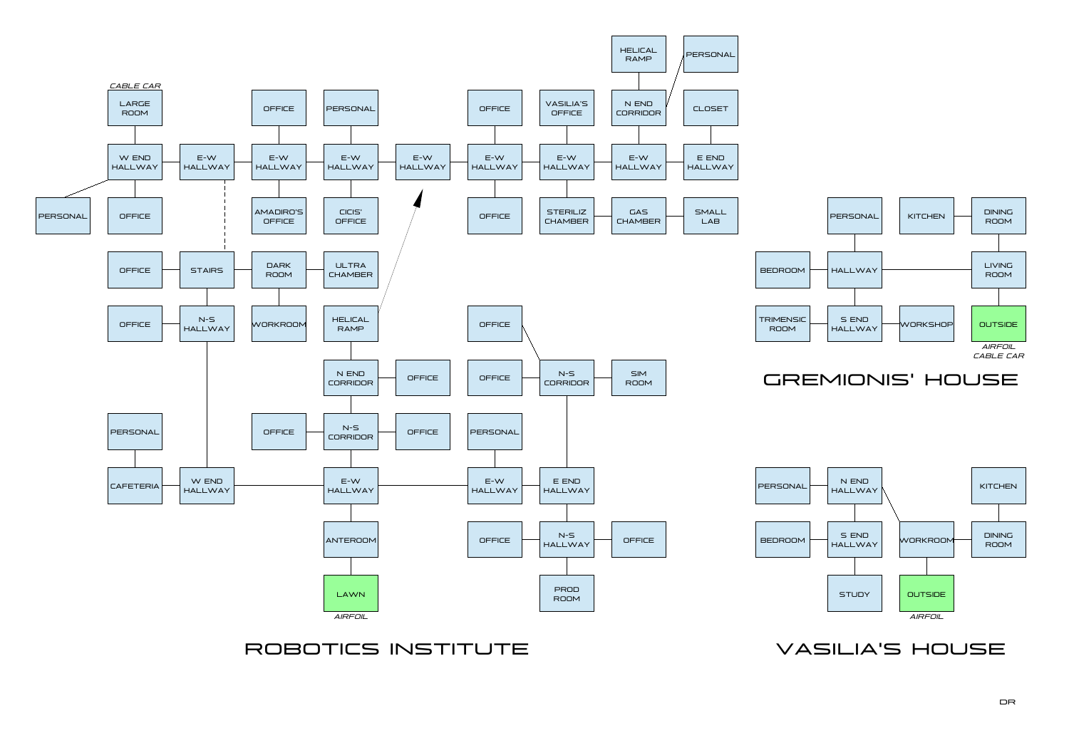CABLE CAR

LARGE ROOM

W END HALLWAY

E-W HALLWAY

OFFICE

E-W HALLWAY

PERSONAL

E-W HALLWAY

E-W HALLWAY

OFFICE

E-W HALLWAY

VASILIA'S OFFICE

E-W HALLWAY

HELICAL RAMP

PERSONAL

N END CORRIDOR

E-W HALLWAY

CLOSET

E END HALLWAY

PERSONAL

OFFICE

AMADIRO'S OFFICE

CICIS' OFFICE

OFFICE

STERILIZ CHAMBER

GAS CHAMBER

SMALL LAB

OFFICE

STAIRS

DARK ROOM

ULTRA CHAMBER

OFFICE

N-S HALLWAY

WORKROOM

HELICAL RAMP

OFFICE

N END CORRIDOR

OFFICE

OFFICE

N-S CORRIDOR

SIM ROOM

PERSONAL

OFFICE

N-S CORRIDOR

OFFICE

PERSONAL

CAFETERIA

W END HALLWAY

E-W HALLWAY

E-W HALLWAY

E END HALLWAY

ANTEROOM

OFFICE

N-S HALLWAY

OFFICE

LAWN

AIRFOIL

PROD ROOM

# ROBOTICS INSTITUTE

PERSONAL

KITCHEN

DINING ROOM

BEDROOM

HALLWAY

LIVING ROOM

TRIMENSIC ROOM

S END HALLWAY

WORKSHOP

OUTSIDE

AIRFOIL

CABLE CAR

# GREMIONIS' HOUSE

PERSONAL

N END HALLWAY

KITCHEN

BEDROOM

S END HALLWAY

WORKROOM

DINING ROOM

STUDY

OUTSIDE

AIRFOIL

# VASILIA'S HOUSE

DR